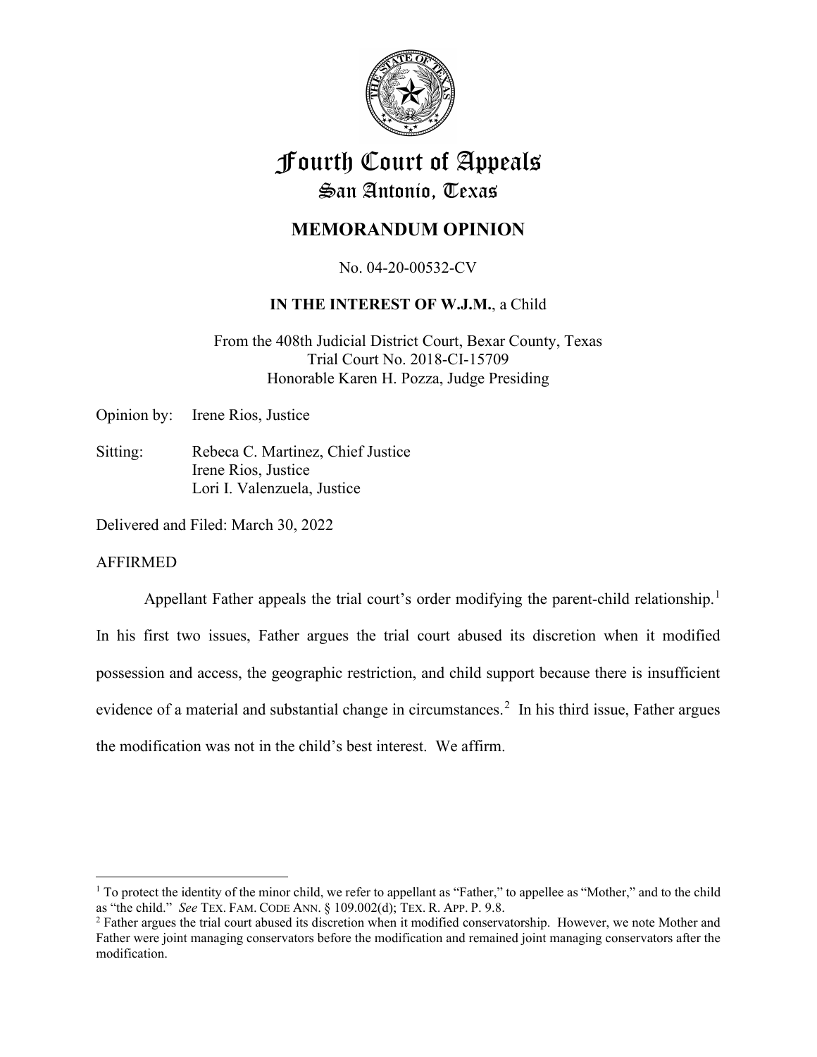# Fourth Court of Appeals
## San Antonio, Texas

## MEMORANDUM OPINION

No. 04-20-00532-CV

**IN THE INTEREST OF W.J.M.**, a Child

From the 408th Judicial District Court, Bexar County, Texas
Trial Court No. 2018-CI-15709
Honorable Karen H. Pozza, Judge Presiding

Opinion by: Irene Rios, Justice

Sitting: Rebeca C. Martinez, Chief Justice
Irene Rios, Justice
Lori I. Valenzuela, Justice

Delivered and Filed: March 30, 2022

AFFIRMED

Appellant Father appeals the trial court's order modifying the parent-child relationship.[1] In his first two issues, Father argues the trial court abused its discretion when it modified possession and access, the geographic restriction, and child support because there is insufficient evidence of a material and substantial change in circumstances.[2] In his third issue, Father argues the modification was not in the child's best interest. We affirm.

---

[1] To protect the identity of the minor child, we refer to appellant as "Father," to appellee as "Mother," and to the child as "the child." *See* TEX. FAM. CODE ANN. § 109.002(d); TEX. R. APP. P. 9.8.

[2] Father argues the trial court abused its discretion when it modified conservatorship. However, we note Mother and Father were joint managing conservators before the modification and remained joint managing conservators after the modification.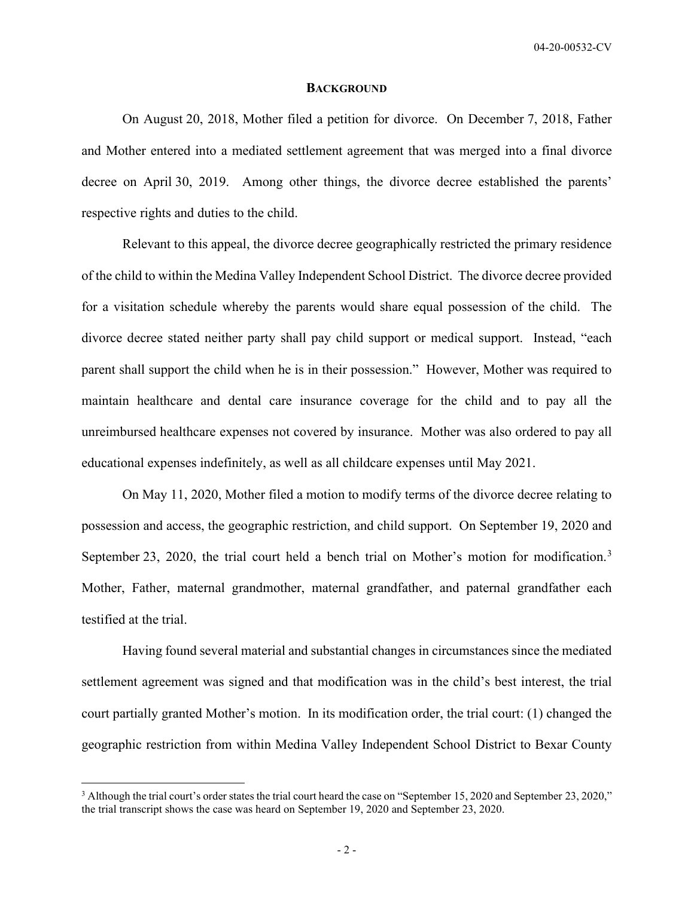## BACKGROUND

On August 20, 2018, Mother filed a petition for divorce. On December 7, 2018, Father and Mother entered into a mediated settlement agreement that was merged into a final divorce decree on April 30, 2019. Among other things, the divorce decree established the parents' respective rights and duties to the child.

Relevant to this appeal, the divorce decree geographically restricted the primary residence of the child to within the Medina Valley Independent School District. The divorce decree provided for a visitation schedule whereby the parents would share equal possession of the child. The divorce decree stated neither party shall pay child support or medical support. Instead, "each parent shall support the child when he is in their possession." However, Mother was required to maintain healthcare and dental care insurance coverage for the child and to pay all the unreimbursed healthcare expenses not covered by insurance. Mother was also ordered to pay all educational expenses indefinitely, as well as all childcare expenses until May 2021.

On May 11, 2020, Mother filed a motion to modify terms of the divorce decree relating to possession and access, the geographic restriction, and child support. On September 19, 2020 and September 23, 2020, the trial court held a bench trial on Mother's motion for modification.[3] Mother, Father, maternal grandmother, maternal grandfather, and paternal grandfather each testified at the trial.

Having found several material and substantial changes in circumstances since the mediated settlement agreement was signed and that modification was in the child's best interest, the trial court partially granted Mother's motion. In its modification order, the trial court: (1) changed the geographic restriction from within Medina Valley Independent School District to Bexar County

---

[3] Although the trial court's order states the trial court heard the case on "September 15, 2020 and September 23, 2020," the trial transcript shows the case was heard on September 19, 2020 and September 23, 2020.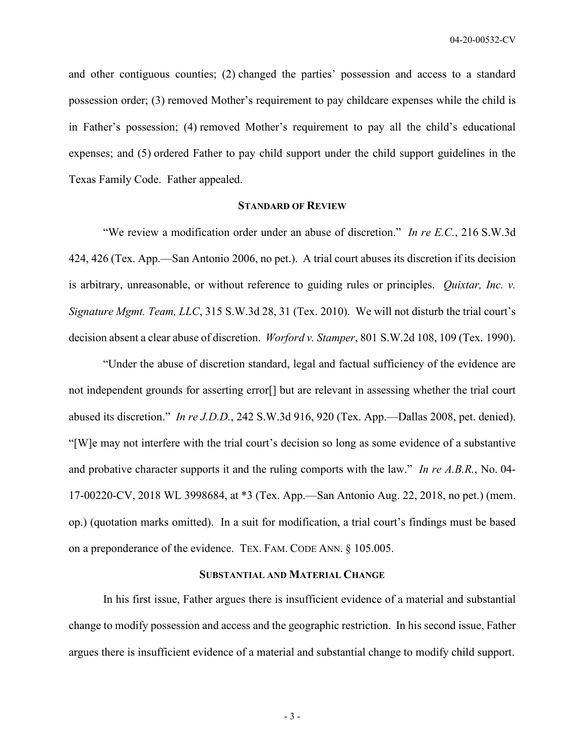and other contiguous counties; (2) changed the parties' possession and access to a standard possession order; (3) removed Mother's requirement to pay childcare expenses while the child is in Father's possession; (4) removed Mother's requirement to pay all the child's educational expenses; and (5) ordered Father to pay child support under the child support guidelines in the Texas Family Code. Father appealed.

## STANDARD OF REVIEW

"We review a modification order under an abuse of discretion." *In re E.C.*, 216 S.W.3d 424, 426 (Tex. App.—San Antonio 2006, no pet.). A trial court abuses its discretion if its decision is arbitrary, unreasonable, or without reference to guiding rules or principles. *Quixtar, Inc. v. Signature Mgmt. Team, LLC*, 315 S.W.3d 28, 31 (Tex. 2010). We will not disturb the trial court's decision absent a clear abuse of discretion. *Worford v. Stamper*, 801 S.W.2d 108, 109 (Tex. 1990).

"Under the abuse of discretion standard, legal and factual sufficiency of the evidence are not independent grounds for asserting error[] but are relevant in assessing whether the trial court abused its discretion." *In re J.D.D.*, 242 S.W.3d 916, 920 (Tex. App.—Dallas 2008, pet. denied). "[W]e may not interfere with the trial court's decision so long as some evidence of a substantive and probative character supports it and the ruling comports with the law." *In re A.B.R.*, No. 04-17-00220-CV, 2018 WL 3998684, at *3 (Tex. App.—San Antonio Aug. 22, 2018, no pet.) (mem. op.) (quotation marks omitted). In a suit for modification, a trial court's findings must be based on a preponderance of the evidence. TEX. FAM. CODE ANN. § 105.005.

## SUBSTANTIAL AND MATERIAL CHANGE

In his first issue, Father argues there is insufficient evidence of a material and substantial change to modify possession and access and the geographic restriction. In his second issue, Father argues there is insufficient evidence of a material and substantial change to modify child support.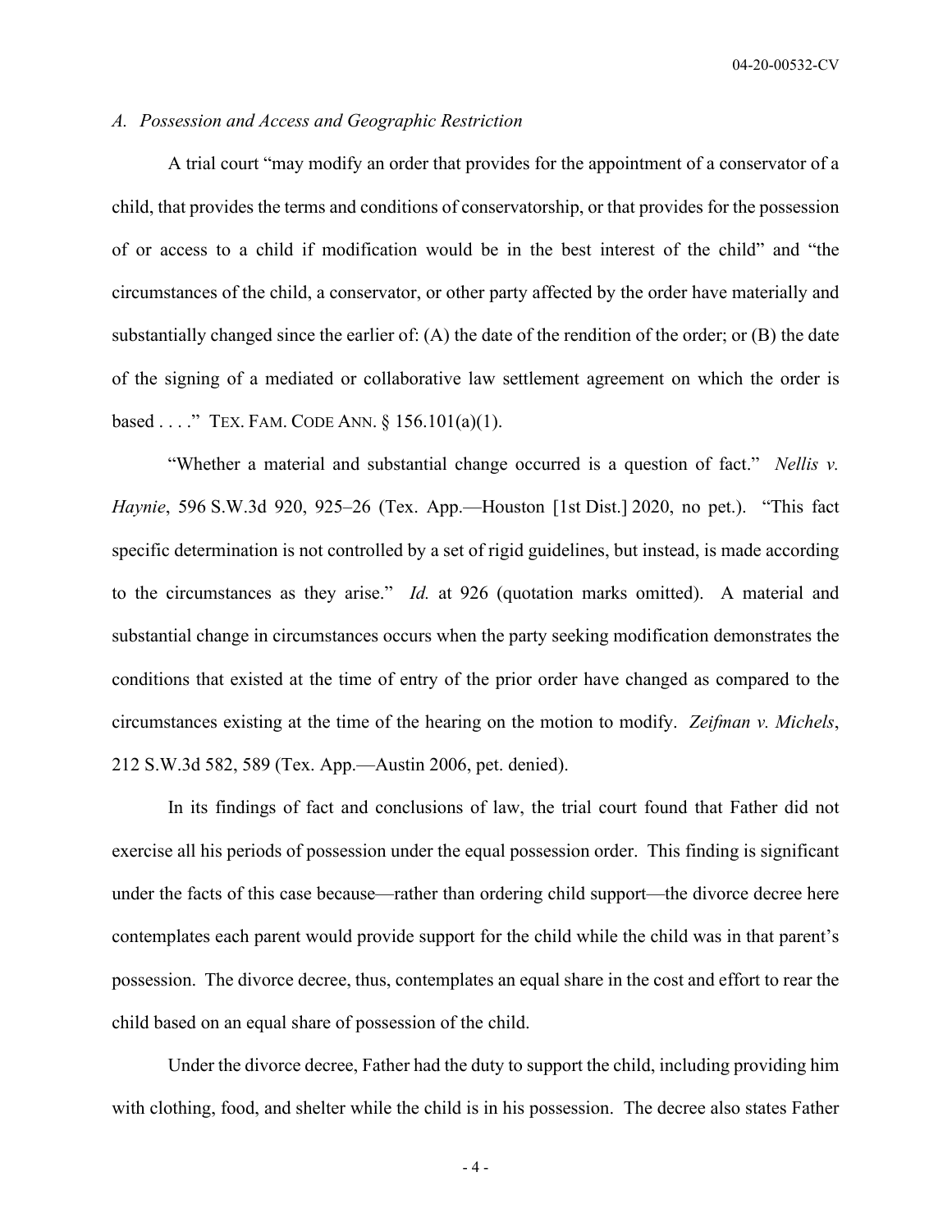*A. Possession and Access and Geographic Restriction*

A trial court "may modify an order that provides for the appointment of a conservator of a child, that provides the terms and conditions of conservatorship, or that provides for the possession of or access to a child if modification would be in the best interest of the child" and "the circumstances of the child, a conservator, or other party affected by the order have materially and substantially changed since the earlier of: (A) the date of the rendition of the order; or (B) the date of the signing of a mediated or collaborative law settlement agreement on which the order is based . . . ." TEX. FAM. CODE ANN. § 156.101(a)(1).

"Whether a material and substantial change occurred is a question of fact." *Nellis v. Haynie*, 596 S.W.3d 920, 925–26 (Tex. App.—Houston [1st Dist.] 2020, no pet.). "This fact specific determination is not controlled by a set of rigid guidelines, but instead, is made according to the circumstances as they arise." *Id.* at 926 (quotation marks omitted). A material and substantial change in circumstances occurs when the party seeking modification demonstrates the conditions that existed at the time of entry of the prior order have changed as compared to the circumstances existing at the time of the hearing on the motion to modify. *Zeifman v. Michels*, 212 S.W.3d 582, 589 (Tex. App.—Austin 2006, pet. denied).

In its findings of fact and conclusions of law, the trial court found that Father did not exercise all his periods of possession under the equal possession order. This finding is significant under the facts of this case because—rather than ordering child support—the divorce decree here contemplates each parent would provide support for the child while the child was in that parent's possession. The divorce decree, thus, contemplates an equal share in the cost and effort to rear the child based on an equal share of possession of the child.

Under the divorce decree, Father had the duty to support the child, including providing him with clothing, food, and shelter while the child is in his possession. The decree also states Father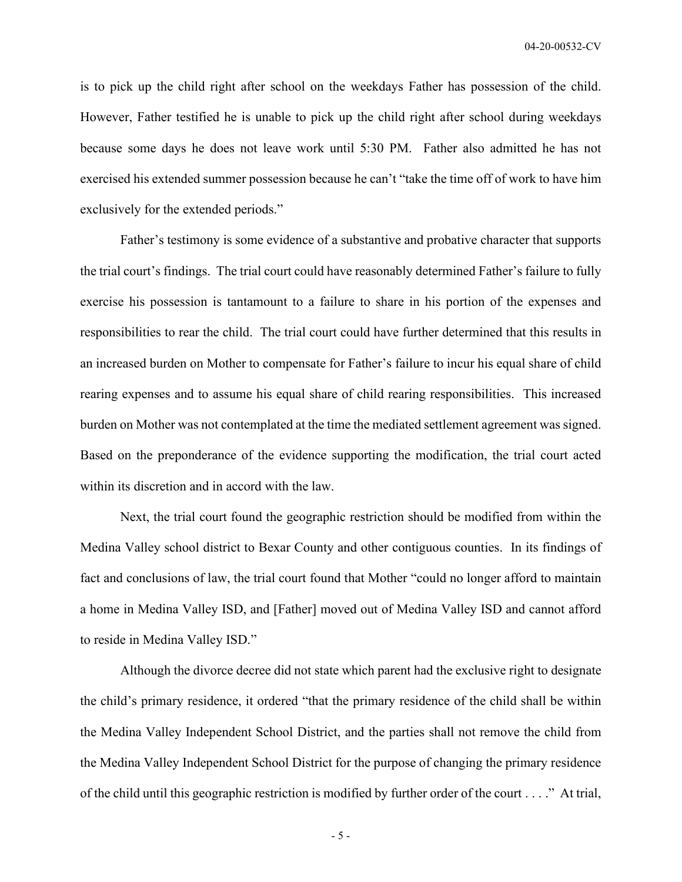is to pick up the child right after school on the weekdays Father has possession of the child. However, Father testified he is unable to pick up the child right after school during weekdays because some days he does not leave work until 5:30 PM. Father also admitted he has not exercised his extended summer possession because he can't "take the time off of work to have him exclusively for the extended periods."

Father's testimony is some evidence of a substantive and probative character that supports the trial court's findings. The trial court could have reasonably determined Father's failure to fully exercise his possession is tantamount to a failure to share in his portion of the expenses and responsibilities to rear the child. The trial court could have further determined that this results in an increased burden on Mother to compensate for Father's failure to incur his equal share of child rearing expenses and to assume his equal share of child rearing responsibilities. This increased burden on Mother was not contemplated at the time the mediated settlement agreement was signed. Based on the preponderance of the evidence supporting the modification, the trial court acted within its discretion and in accord with the law.

Next, the trial court found the geographic restriction should be modified from within the Medina Valley school district to Bexar County and other contiguous counties. In its findings of fact and conclusions of law, the trial court found that Mother "could no longer afford to maintain a home in Medina Valley ISD, and [Father] moved out of Medina Valley ISD and cannot afford to reside in Medina Valley ISD."

Although the divorce decree did not state which parent had the exclusive right to designate the child's primary residence, it ordered "that the primary residence of the child shall be within the Medina Valley Independent School District, and the parties shall not remove the child from the Medina Valley Independent School District for the purpose of changing the primary residence of the child until this geographic restriction is modified by further order of the court . . . ." At trial,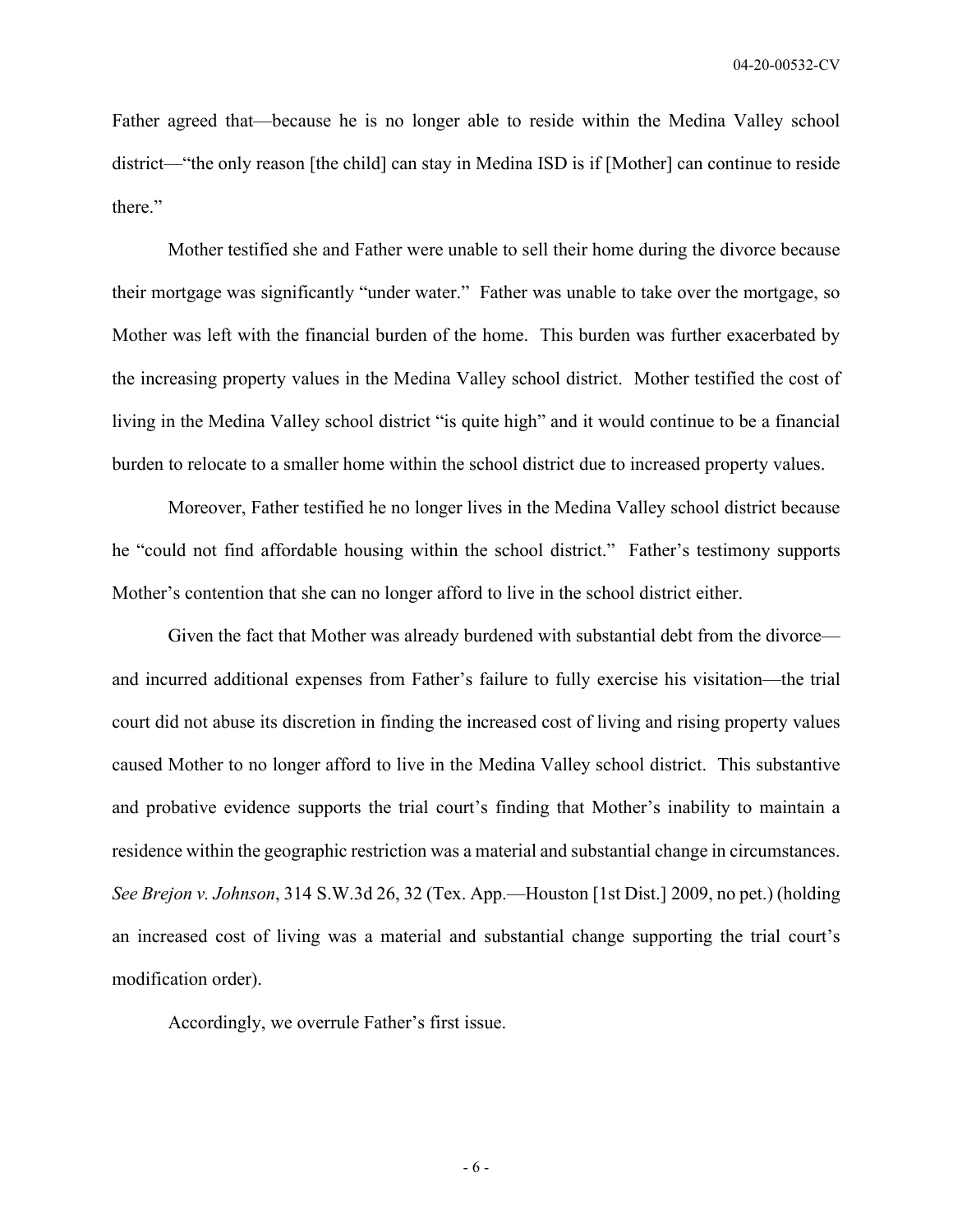Father agreed that—because he is no longer able to reside within the Medina Valley school district—"the only reason [the child] can stay in Medina ISD is if [Mother] can continue to reside there."

Mother testified she and Father were unable to sell their home during the divorce because their mortgage was significantly "under water." Father was unable to take over the mortgage, so Mother was left with the financial burden of the home. This burden was further exacerbated by the increasing property values in the Medina Valley school district. Mother testified the cost of living in the Medina Valley school district "is quite high" and it would continue to be a financial burden to relocate to a smaller home within the school district due to increased property values.

Moreover, Father testified he no longer lives in the Medina Valley school district because he "could not find affordable housing within the school district." Father's testimony supports Mother's contention that she can no longer afford to live in the school district either.

Given the fact that Mother was already burdened with substantial debt from the divorce—and incurred additional expenses from Father's failure to fully exercise his visitation—the trial court did not abuse its discretion in finding the increased cost of living and rising property values caused Mother to no longer afford to live in the Medina Valley school district. This substantive and probative evidence supports the trial court's finding that Mother's inability to maintain a residence within the geographic restriction was a material and substantial change in circumstances. *See Brejon v. Johnson*, 314 S.W.3d 26, 32 (Tex. App.—Houston [1st Dist.] 2009, no pet.) (holding an increased cost of living was a material and substantial change supporting the trial court's modification order).

Accordingly, we overrule Father's first issue.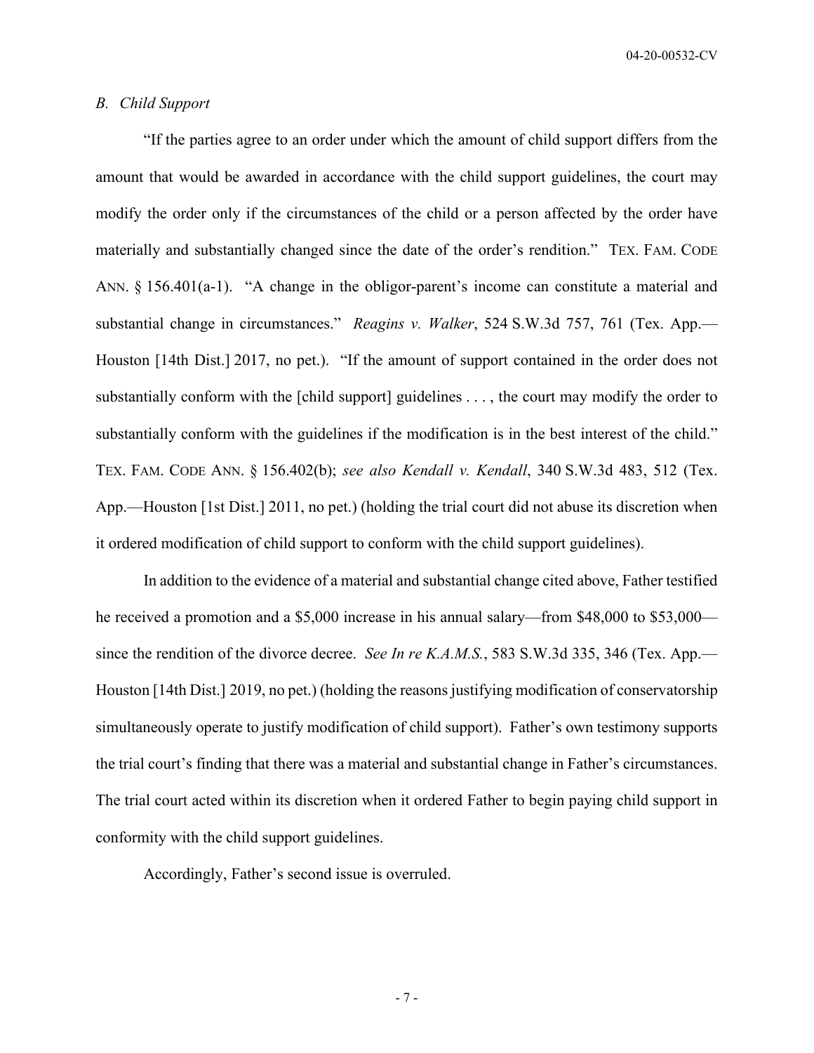### *B. Child Support*

"If the parties agree to an order under which the amount of child support differs from the amount that would be awarded in accordance with the child support guidelines, the court may modify the order only if the circumstances of the child or a person affected by the order have materially and substantially changed since the date of the order's rendition." TEX. FAM. CODE ANN. § 156.401(a-1). "A change in the obligor-parent's income can constitute a material and substantial change in circumstances." *Reagins v. Walker*, 524 S.W.3d 757, 761 (Tex. App.—Houston [14th Dist.] 2017, no pet.). "If the amount of support contained in the order does not substantially conform with the [child support] guidelines . . . , the court may modify the order to substantially conform with the guidelines if the modification is in the best interest of the child." TEX. FAM. CODE ANN. § 156.402(b); *see also Kendall v. Kendall*, 340 S.W.3d 483, 512 (Tex. App.—Houston [1st Dist.] 2011, no pet.) (holding the trial court did not abuse its discretion when it ordered modification of child support to conform with the child support guidelines).

In addition to the evidence of a material and substantial change cited above, Father testified he received a promotion and a $5,000 increase in his annual salary—from $48,000 to $53,000—since the rendition of the divorce decree. *See In re K.A.M.S.*, 583 S.W.3d 335, 346 (Tex. App.—Houston [14th Dist.] 2019, no pet.) (holding the reasons justifying modification of conservatorship simultaneously operate to justify modification of child support). Father's own testimony supports the trial court's finding that there was a material and substantial change in Father's circumstances. The trial court acted within its discretion when it ordered Father to begin paying child support in conformity with the child support guidelines.

Accordingly, Father's second issue is overruled.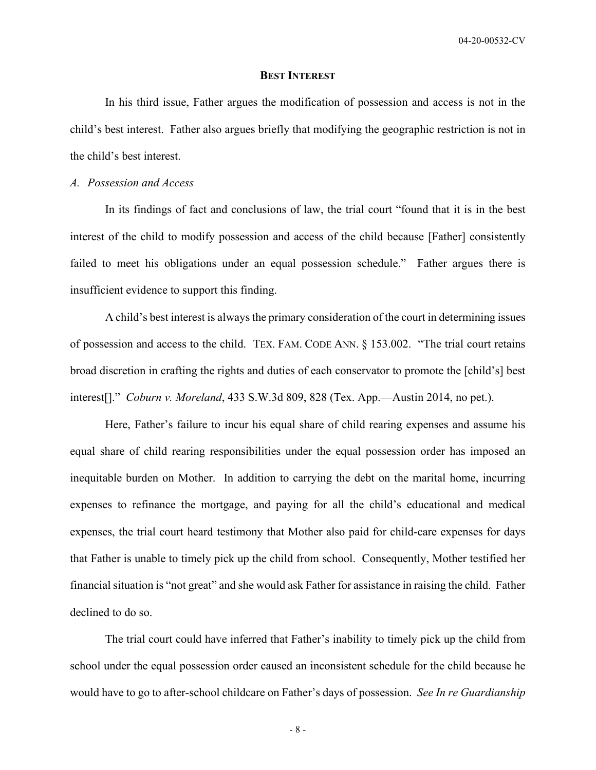## Best Interest

In his third issue, Father argues the modification of possession and access is not in the child's best interest. Father also argues briefly that modifying the geographic restriction is not in the child's best interest.

*A. Possession and Access*

In its findings of fact and conclusions of law, the trial court "found that it is in the best interest of the child to modify possession and access of the child because [Father] consistently failed to meet his obligations under an equal possession schedule." Father argues there is insufficient evidence to support this finding.

A child's best interest is always the primary consideration of the court in determining issues of possession and access to the child. TEX. FAM. CODE ANN. § 153.002. "The trial court retains broad discretion in crafting the rights and duties of each conservator to promote the [child's] best interest[]." *Coburn v. Moreland*, 433 S.W.3d 809, 828 (Tex. App.—Austin 2014, no pet.).

Here, Father's failure to incur his equal share of child rearing expenses and assume his equal share of child rearing responsibilities under the equal possession order has imposed an inequitable burden on Mother. In addition to carrying the debt on the marital home, incurring expenses to refinance the mortgage, and paying for all the child's educational and medical expenses, the trial court heard testimony that Mother also paid for child-care expenses for days that Father is unable to timely pick up the child from school. Consequently, Mother testified her financial situation is "not great" and she would ask Father for assistance in raising the child. Father declined to do so.

The trial court could have inferred that Father's inability to timely pick up the child from school under the equal possession order caused an inconsistent schedule for the child because he would have to go to after-school childcare on Father's days of possession. *See In re Guardianship*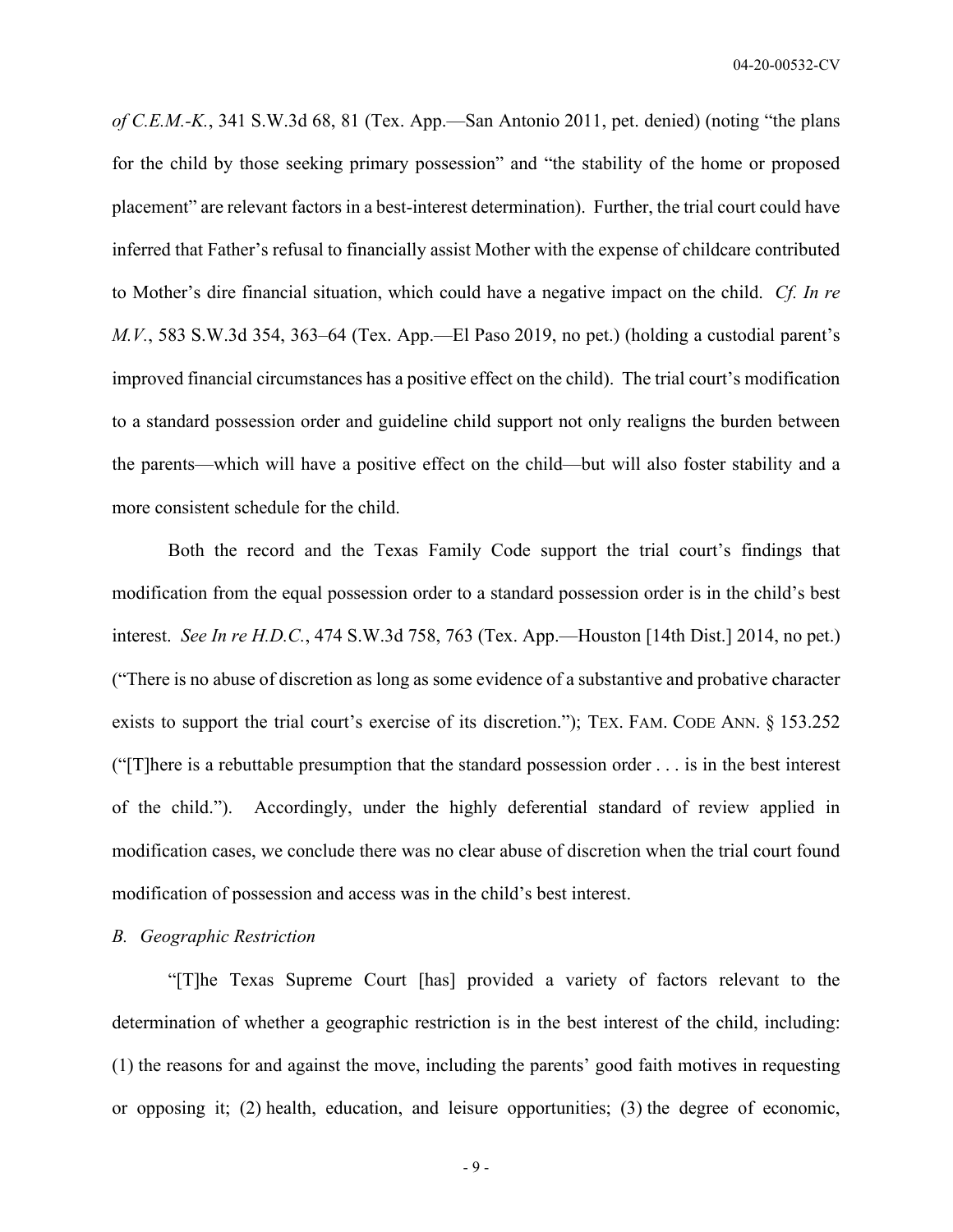*of C.E.M.-K.*, 341 S.W.3d 68, 81 (Tex. App.—San Antonio 2011, pet. denied) (noting "the plans for the child by those seeking primary possession" and "the stability of the home or proposed placement" are relevant factors in a best-interest determination). Further, the trial court could have inferred that Father's refusal to financially assist Mother with the expense of childcare contributed to Mother's dire financial situation, which could have a negative impact on the child. *Cf. In re M.V.*, 583 S.W.3d 354, 363–64 (Tex. App.—El Paso 2019, no pet.) (holding a custodial parent's improved financial circumstances has a positive effect on the child). The trial court's modification to a standard possession order and guideline child support not only realigns the burden between the parents—which will have a positive effect on the child—but will also foster stability and a more consistent schedule for the child.

Both the record and the Texas Family Code support the trial court's findings that modification from the equal possession order to a standard possession order is in the child's best interest. *See In re H.D.C.*, 474 S.W.3d 758, 763 (Tex. App.—Houston [14th Dist.] 2014, no pet.) ("There is no abuse of discretion as long as some evidence of a substantive and probative character exists to support the trial court's exercise of its discretion."); TEX. FAM. CODE ANN. § 153.252 ("[T]here is a rebuttable presumption that the standard possession order . . . is in the best interest of the child."). Accordingly, under the highly deferential standard of review applied in modification cases, we conclude there was no clear abuse of discretion when the trial court found modification of possession and access was in the child's best interest.

*B. Geographic Restriction*

"[T]he Texas Supreme Court [has] provided a variety of factors relevant to the determination of whether a geographic restriction is in the best interest of the child, including: (1) the reasons for and against the move, including the parents' good faith motives in requesting or opposing it; (2) health, education, and leisure opportunities; (3) the degree of economic,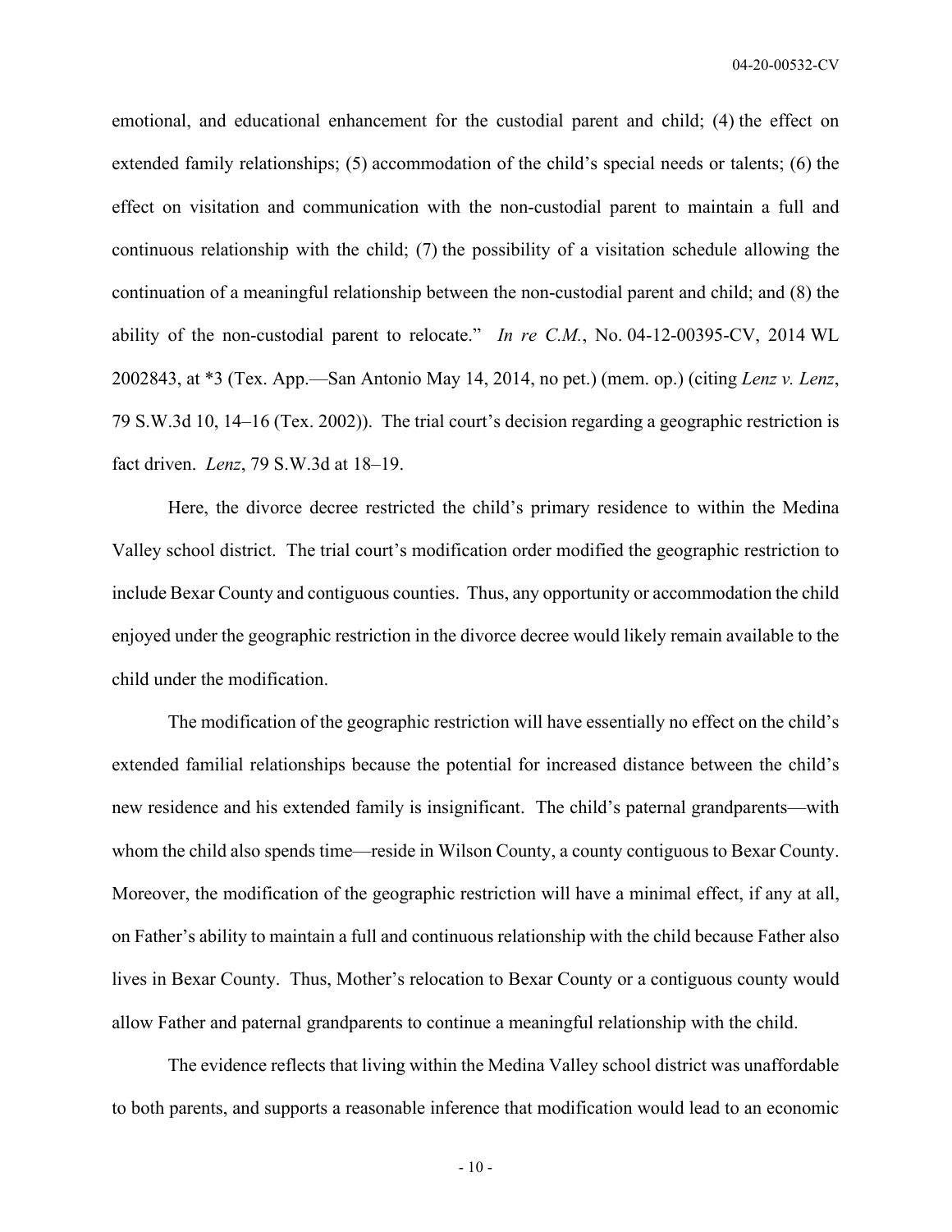emotional, and educational enhancement for the custodial parent and child; (4) the effect on extended family relationships; (5) accommodation of the child's special needs or talents; (6) the effect on visitation and communication with the non-custodial parent to maintain a full and continuous relationship with the child; (7) the possibility of a visitation schedule allowing the continuation of a meaningful relationship between the non-custodial parent and child; and (8) the ability of the non-custodial parent to relocate." *In re C.M.*, No. 04-12-00395-CV, 2014 WL 2002843, at *3 (Tex. App.—San Antonio May 14, 2014, no pet.) (mem. op.) (citing *Lenz v. Lenz*, 79 S.W.3d 10, 14–16 (Tex. 2002)). The trial court's decision regarding a geographic restriction is fact driven. *Lenz*, 79 S.W.3d at 18–19.

Here, the divorce decree restricted the child's primary residence to within the Medina Valley school district. The trial court's modification order modified the geographic restriction to include Bexar County and contiguous counties. Thus, any opportunity or accommodation the child enjoyed under the geographic restriction in the divorce decree would likely remain available to the child under the modification.

The modification of the geographic restriction will have essentially no effect on the child's extended familial relationships because the potential for increased distance between the child's new residence and his extended family is insignificant. The child's paternal grandparents—with whom the child also spends time—reside in Wilson County, a county contiguous to Bexar County. Moreover, the modification of the geographic restriction will have a minimal effect, if any at all, on Father's ability to maintain a full and continuous relationship with the child because Father also lives in Bexar County. Thus, Mother's relocation to Bexar County or a contiguous county would allow Father and paternal grandparents to continue a meaningful relationship with the child.

The evidence reflects that living within the Medina Valley school district was unaffordable to both parents, and supports a reasonable inference that modification would lead to an economic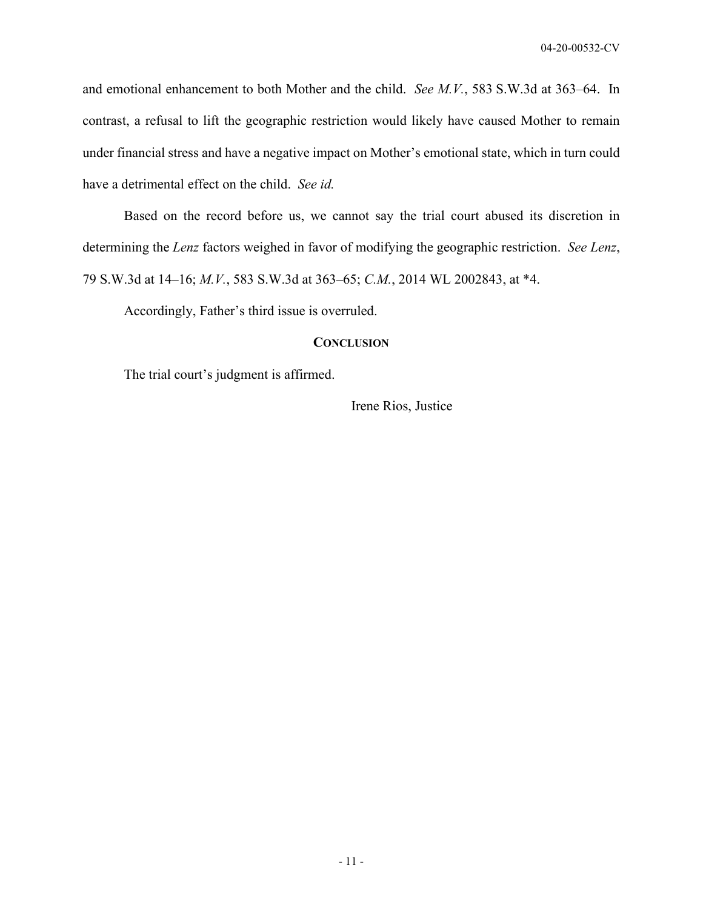and emotional enhancement to both Mother and the child. *See M.V.*, 583 S.W.3d at 363–64. In contrast, a refusal to lift the geographic restriction would likely have caused Mother to remain under financial stress and have a negative impact on Mother's emotional state, which in turn could have a detrimental effect on the child. *See id.*

Based on the record before us, we cannot say the trial court abused its discretion in determining the *Lenz* factors weighed in favor of modifying the geographic restriction. *See Lenz*, 79 S.W.3d at 14–16; *M.V.*, 583 S.W.3d at 363–65; *C.M.*, 2014 WL 2002843, at *4.

Accordingly, Father's third issue is overruled.

## CONCLUSION

The trial court's judgment is affirmed.

Irene Rios, Justice